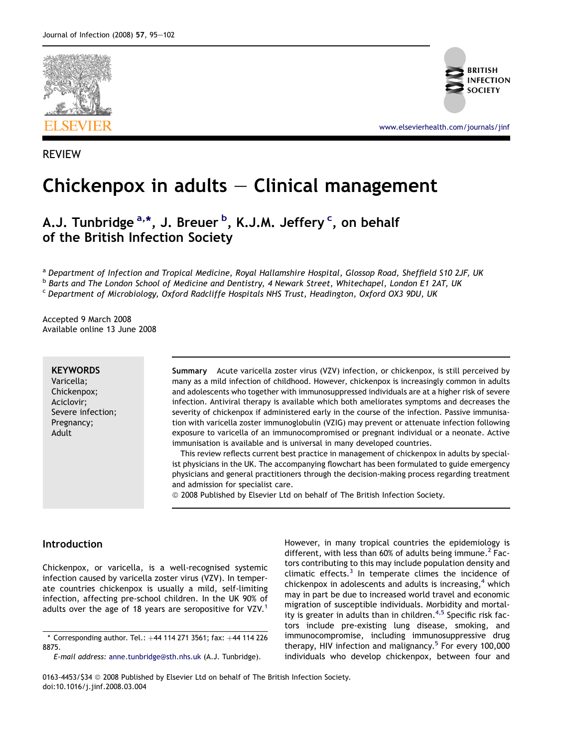REVIEW

# Chickenpox in adults — Clinical management

**A.J. Tunbridge [a,*], J. Breuer [b], K.J.M. Jeffery [c], on behalf of the British Infection Society**

[a] Department of Infection and Tropical Medicine, Royal Hallamshire Hospital, Glossop Road, Sheffield S10 2JF, UK
[b] Barts and The London School of Medicine and Dentistry, 4 Newark Street, Whitechapel, London E1 2AT, UK
[c] Department of Microbiology, Oxford Radcliffe Hospitals NHS Trust, Headington, Oxford OX3 9DU, UK

Accepted 9 March 2008
Available online 13 June 2008

**KEYWORDS**
Varicella;
Chickenpox;
Aciclovir;
Severe infection;
Pregnancy;
Adult

**Summary** Acute varicella zoster virus (VZV) infection, or chickenpox, is still perceived by many as a mild infection of childhood. However, chickenpox is increasingly common in adults and adolescents who together with immunosuppressed individuals are at a higher risk of severe infection. Antiviral therapy is available which both ameliorates symptoms and decreases the severity of chickenpox if administered early in the course of the infection. Passive immunisation with varicella zoster immunoglobulin (VZIG) may prevent or attenuate infection following exposure to varicella of an immunocompromised or pregnant individual or a neonate. Active immunisation is available and is universal in many developed countries.

This review reflects current best practice in management of chickenpox in adults by specialist physicians in the UK. The accompanying flowchart has been formulated to guide emergency physicians and general practitioners through the decision-making process regarding treatment and admission for specialist care.

© 2008 Published by Elsevier Ltd on behalf of The British Infection Society.

## Introduction

Chickenpox, or varicella, is a well-recognised systemic infection caused by varicella zoster virus (VZV). In temperate countries chickenpox is usually a mild, self-limiting infection, affecting pre-school children. In the UK 90% of adults over the age of 18 years are seropositive for VZV.[1] However, in many tropical countries the epidemiology is different, with less than 60% of adults being immune.[2] Factors contributing to this may include population density and climatic effects.[3] In temperate climes the incidence of chickenpox in adolescents and adults is increasing,[4] which may in part be due to increased world travel and economic migration of susceptible individuals. Morbidity and mortality is greater in adults than in children.[4,5] Specific risk factors include pre-existing lung disease, smoking, and immunocompromise, including immunosuppressive drug therapy, HIV infection and malignancy.[5] For every 100,000 individuals who develop chickenpox, between four and

* Corresponding author. Tel.: +44 114 271 3561; fax: +44 114 226 8875.
*E-mail address:* anne.tunbridge@sth.nhs.uk (A.J. Tunbridge).

0163-4453/$34 © 2008 Published by Elsevier Ltd on behalf of The British Infection Society.
doi:10.1016/j.jinf.2008.03.004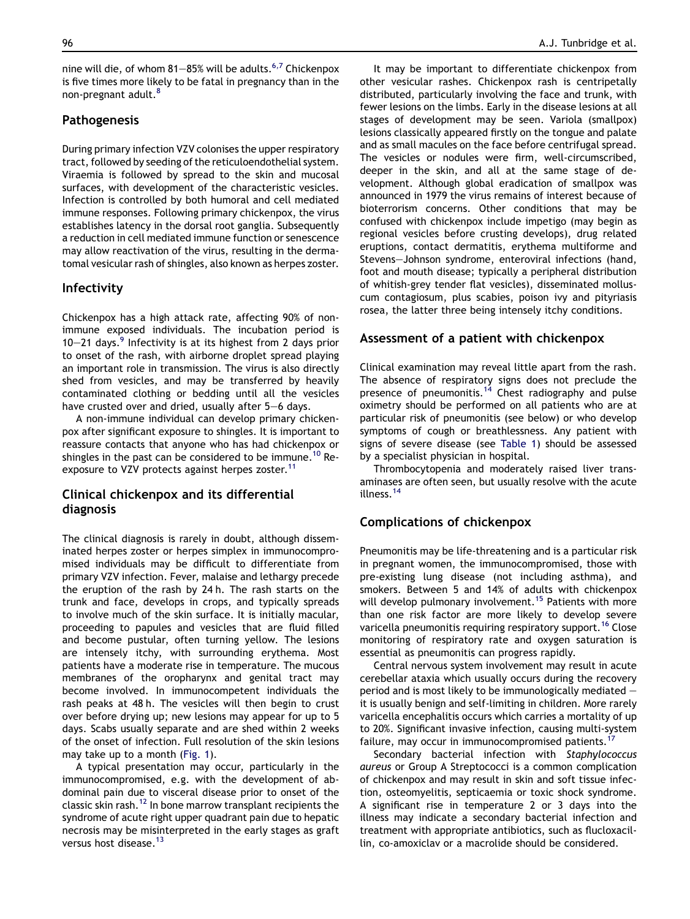nine will die, of whom 81–85% will be adults.[6,7] Chickenpox is five times more likely to be fatal in pregnancy than in the non-pregnant adult.[8]

## Pathogenesis

During primary infection VZV colonises the upper respiratory tract, followed by seeding of the reticuloendothelial system. Viraemia is followed by spread to the skin and mucosal surfaces, with development of the characteristic vesicles. Infection is controlled by both humoral and cell mediated immune responses. Following primary chickenpox, the virus establishes latency in the dorsal root ganglia. Subsequently a reduction in cell mediated immune function or senescence may allow reactivation of the virus, resulting in the dermatomal vesicular rash of shingles, also known as herpes zoster.

## Infectivity

Chickenpox has a high attack rate, affecting 90% of non-immune exposed individuals. The incubation period is 10–21 days.[9] Infectivity is at its highest from 2 days prior to onset of the rash, with airborne droplet spread playing an important role in transmission. The virus is also directly shed from vesicles, and may be transferred by heavily contaminated clothing or bedding until all the vesicles have crusted over and dried, usually after 5–6 days.

A non-immune individual can develop primary chickenpox after significant exposure to shingles. It is important to reassure contacts that anyone who has had chickenpox or shingles in the past can be considered to be immune.[10] Re-exposure to VZV protects against herpes zoster.[11]

## Clinical chickenpox and its differential diagnosis

The clinical diagnosis is rarely in doubt, although disseminated herpes zoster or herpes simplex in immunocompromised individuals may be difficult to differentiate from primary VZV infection. Fever, malaise and lethargy precede the eruption of the rash by 24 h. The rash starts on the trunk and face, develops in crops, and typically spreads to involve much of the skin surface. It is initially macular, proceeding to papules and vesicles that are fluid filled and become pustular, often turning yellow. The lesions are intensely itchy, with surrounding erythema. Most patients have a moderate rise in temperature. The mucous membranes of the oropharynx and genital tract may become involved. In immunocompetent individuals the rash peaks at 48 h. The vesicles will then begin to crust over before drying up; new lesions may appear for up to 5 days. Scabs usually separate and are shed within 2 weeks of the onset of infection. Full resolution of the skin lesions may take up to a month (Fig. 1).

A typical presentation may occur, particularly in the immunocompromised, e.g. with the development of abdominal pain due to visceral disease prior to onset of the classic skin rash.[12] In bone marrow transplant recipients the syndrome of acute right upper quadrant pain due to hepatic necrosis may be misinterpreted in the early stages as graft versus host disease.[13]

It may be important to differentiate chickenpox from other vesicular rashes. Chickenpox rash is centripetally distributed, particularly involving the face and trunk, with fewer lesions on the limbs. Early in the disease lesions at all stages of development may be seen. Variola (smallpox) lesions classically appeared firstly on the tongue and palate and as small macules on the face before centrifugal spread. The vesicles or nodules were firm, well-circumscribed, deeper in the skin, and all at the same stage of development. Although global eradication of smallpox was announced in 1979 the virus remains of interest because of bioterrorism concerns. Other conditions that may be confused with chickenpox include impetigo (may begin as regional vesicles before crusting develops), drug related eruptions, contact dermatitis, erythema multiforme and Stevens–Johnson syndrome, enteroviral infections (hand, foot and mouth disease; typically a peripheral distribution of whitish-grey tender flat vesicles), disseminated molluscum contagiosum, plus scabies, poison ivy and pityriasis rosea, the latter three being intensely itchy conditions.

## Assessment of a patient with chickenpox

Clinical examination may reveal little apart from the rash. The absence of respiratory signs does not preclude the presence of pneumonitis.[14] Chest radiography and pulse oximetry should be performed on all patients who are at particular risk of pneumonitis (see below) or who develop symptoms of cough or breathlessness. Any patient with signs of severe disease (see Table 1) should be assessed by a specialist physician in hospital.

Thrombocytopenia and moderately raised liver transaminases are often seen, but usually resolve with the acute illness.[14]

## Complications of chickenpox

Pneumonitis may be life-threatening and is a particular risk in pregnant women, the immunocompromised, those with pre-existing lung disease (not including asthma), and smokers. Between 5 and 14% of adults with chickenpox will develop pulmonary involvement.[15] Patients with more than one risk factor are more likely to develop severe varicella pneumonitis requiring respiratory support.[16] Close monitoring of respiratory rate and oxygen saturation is essential as pneumonitis can progress rapidly.

Central nervous system involvement may result in acute cerebellar ataxia which usually occurs during the recovery period and is most likely to be immunologically mediated – it is usually benign and self-limiting in children. More rarely varicella encephalitis occurs which carries a mortality of up to 20%. Significant invasive infection, causing multi-system failure, may occur in immunocompromised patients.[17]

Secondary bacterial infection with *Staphylococcus aureus* or Group A Streptococci is a common complication of chickenpox and may result in skin and soft tissue infection, osteomyelitis, septicaemia or toxic shock syndrome. A significant rise in temperature 2 or 3 days into the illness may indicate a secondary bacterial infection and treatment with appropriate antibiotics, such as flucloxacillin, co-amoxiclav or a macrolide should be considered.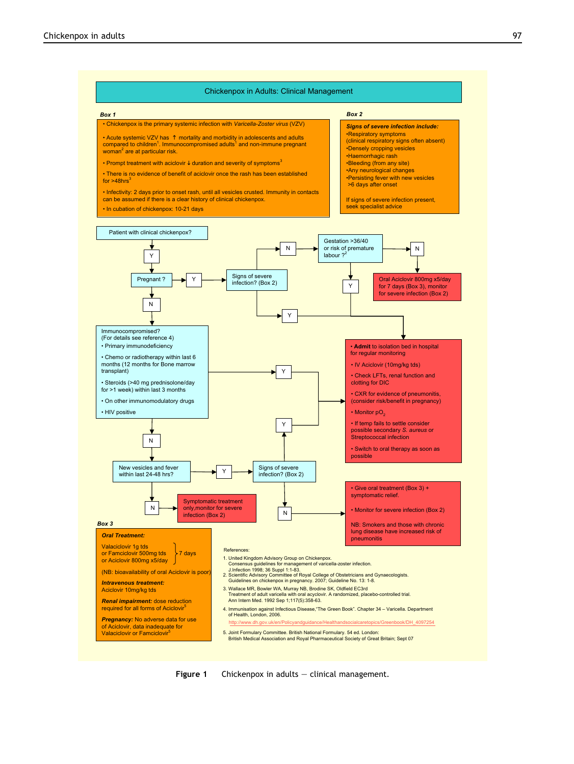## Chickenpox in Adults: Clinical Management

**Box 1**

- Chickenpox is the primary systemic infection with *Varicella-Zoster virus* (VZV)
- Acute systemic VZV has ↑ mortality and morbidity in adolescents and adults compared to children[1]. Immunocompromised adults[1] and non-immune pregnant woman[2] are at particular risk.
- Prompt treatment with aciclovir ↓ duration and severity of symptoms[3]
- There is no evidence of benefit of aciclovir once the rash has been established for >48hrs[3]
- Infectivity: 2 days prior to onset rash, until all vesicles crusted. Immunity in contacts can be assumed if there is a clear history of clinical chickenpox.
- In cubation of chickenpox: 10-21 days

**Box 2**

***Signs of severe infection include:***

- Respiratory symptoms (clinical respiratory signs often absent)
- Densely cropping vesicles
- Haemorrhagic rash
- Bleeding (from any site)
- Any neurological changes
- Persisting fever with new vesicles >6 days after onset

If signs of severe infection present, seek specialist advice

**Flowchart**

- Patient with clinical chickenpox? → Y → Pregnant ?
  - Pregnant ? → Y → Signs of severe infection? (Box 2)
    - N → Gestation >36/40 or risk of premature labour ?[2]
      - N → Oral Aciclovir 800mg x5/day for 7 days (Box 3), monitor for severe infection (Box 2)
      - Y → Admit (see below)
    - Y → Admit (see below)
  - Pregnant ? → N → Immunocompromised? (For details see reference 4)
    - Primary immunodeficiency
    - Chemo or radiotherapy within last 6 months (12 months for Bone marrow transplant)
    - Steroids (>40 mg prednisolone/day for >1 week) within last 3 months
    - On other immunomodulatory drugs
    - HIV positive
    - Y → Admit (see below)
    - N → New vesicles and fever within last 24-48 hrs?
      - N → Symptomatic treatment only, monitor for severe infection (Box 2)
      - Y → Signs of severe infection? (Box 2)
        - Y → Admit (see below)
        - N → Give oral treatment (see below)

**Admit:**

- **Admit** to isolation bed in hospital for regular monitoring
- IV Aciclovir (10mg/kg tds)
- Check LFTs, renal function and clotting for DIC
- CXR for evidence of pneumonitis, (consider risk/benefit in pregnancy)
- Monitor $pO_2$
- If temp fails to settle consider possible secondary *S. aureus* or Streptococcal infection
- Switch to oral therapy as soon as possible

**Oral treatment:**

- Give oral treatment (Box 3) + symptomatic relief.
- Monitor for severe infection (Box 2)

NB: Smokers and those with chronic lung disease have increased risk of pneumonitis

**Box 3**

***Oral Treatment:***

Valaciclovir 1g tds
or Famciclovir 500mg tds
or Aciclovir 800mg x5/day
} 7 days

(NB: bioavailability of oral Aciclovir is poor)

***Intravenous treatment:***
Aciclovir 10mg/kg tds

***Renal impairment:*** dose reduction required for all forms of Aciclovir[5]

***Pregnancy:*** No adverse data for use of Aciclovir, data inadequate for Valaciclovir or Famciclovir[5]

References:

1. United Kingdom Advisory Group on Chickenpox. Consensus guidelines for management of varicella-zoster infection. J Infection 1998; 36 Suppl 1:1-83.
2. Scientific Advisory Committee of Royal College of Obstetricians and Gynaecologists. Guidelines on chickenpox in pregnancy. 2007; Guideline No. 13: 1-8.
3. Wallace MR, Bowler WA, Murray NB, Brodine SK, Oldfield EC3rd Treatment of adult varicella with oral acyclovir. A randomized, placebo-controlled trial. Ann Intern Med. 1992 Sep 1;117(5):358-63.
4. Immunisation against Infectious Disease,"The Green Book". Chapter 34 – Varicella. Department of Health, London, 2006. http://www.dh.gov.uk/en/Policyandguidance/Healthandsocialcaretopics/Greenbook/DH_4097254
5. Joint Formulary Committee. British National Formulary. 54 ed. London: British Medical Association and Royal Pharmaceutical Society of Great Britain; Sept 07

**Figure 1** Chickenpox in adults — clinical management.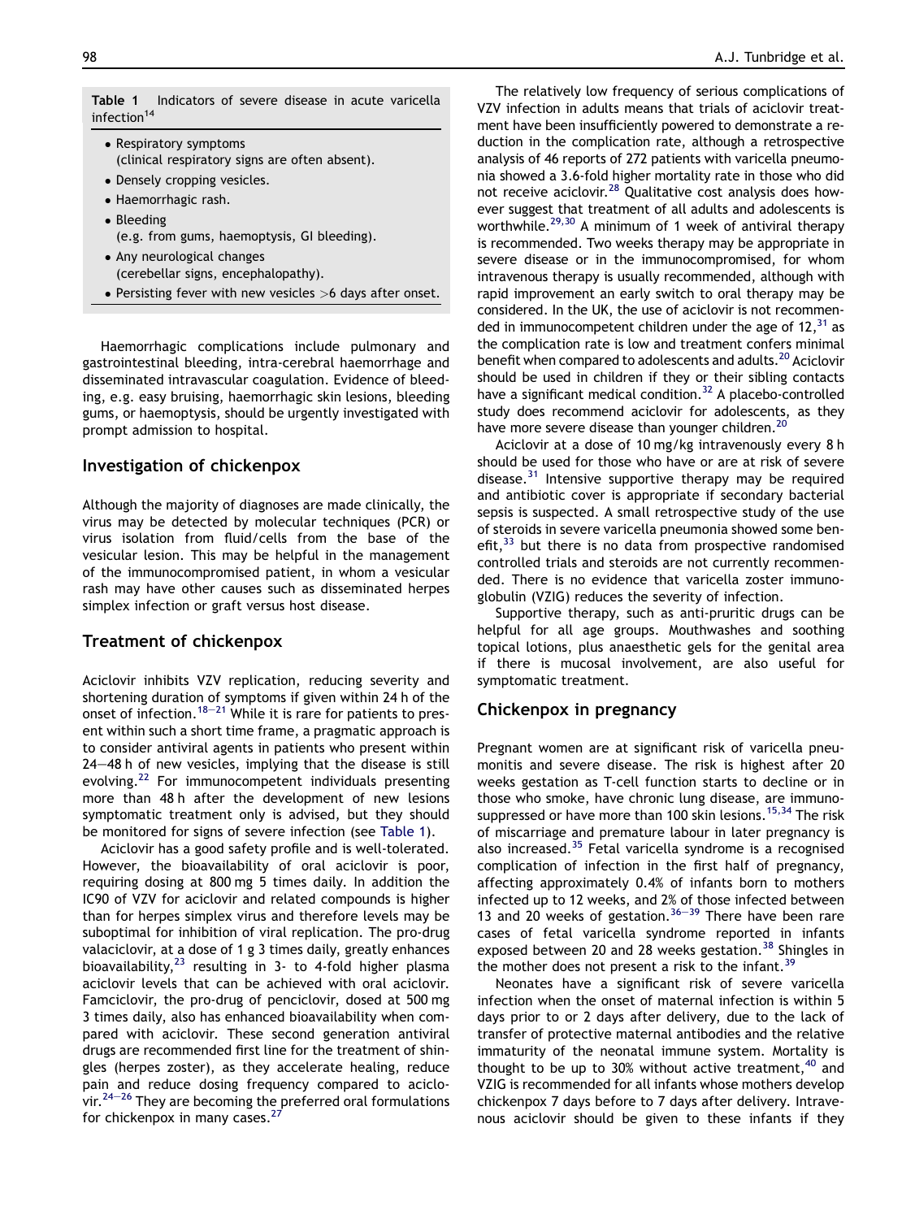**Table 1** Indicators of severe disease in acute varicella infection[14]

- Respiratory symptoms (clinical respiratory signs are often absent).
- Densely cropping vesicles.
- Haemorrhagic rash.
- Bleeding (e.g. from gums, haemoptysis, GI bleeding).
- Any neurological changes (cerebellar signs, encephalopathy).
- Persisting fever with new vesicles >6 days after onset.

Haemorrhagic complications include pulmonary and gastrointestinal bleeding, intra-cerebral haemorrhage and disseminated intravascular coagulation. Evidence of bleeding, e.g. easy bruising, haemorrhagic skin lesions, bleeding gums, or haemoptysis, should be urgently investigated with prompt admission to hospital.

## Investigation of chickenpox

Although the majority of diagnoses are made clinically, the virus may be detected by molecular techniques (PCR) or virus isolation from fluid/cells from the base of the vesicular lesion. This may be helpful in the management of the immunocompromised patient, in whom a vesicular rash may have other causes such as disseminated herpes simplex infection or graft versus host disease.

## Treatment of chickenpox

Aciclovir inhibits VZV replication, reducing severity and shortening duration of symptoms if given within 24 h of the onset of infection.[18–21] While it is rare for patients to present within such a short time frame, a pragmatic approach is to consider antiviral agents in patients who present within 24–48 h of new vesicles, implying that the disease is still evolving.[22] For immunocompetent individuals presenting more than 48 h after the development of new lesions symptomatic treatment only is advised, but they should be monitored for signs of severe infection (see Table 1).

Aciclovir has a good safety profile and is well-tolerated. However, the bioavailability of oral aciclovir is poor, requiring dosing at 800 mg 5 times daily. In addition the IC90 of VZV for aciclovir and related compounds is higher than for herpes simplex virus and therefore levels may be suboptimal for inhibition of viral replication. The pro-drug valaciclovir, at a dose of 1 g 3 times daily, greatly enhances bioavailability,[23] resulting in 3- to 4-fold higher plasma aciclovir levels that can be achieved with oral aciclovir. Famciclovir, the pro-drug of penciclovir, dosed at 500 mg 3 times daily, also has enhanced bioavailability when compared with aciclovir. These second generation antiviral drugs are recommended first line for the treatment of shingles (herpes zoster), as they accelerate healing, reduce pain and reduce dosing frequency compared to aciclovir.[24–26] They are becoming the preferred oral formulations for chickenpox in many cases.[27]

The relatively low frequency of serious complications of VZV infection in adults means that trials of aciclovir treatment have been insufficiently powered to demonstrate a reduction in the complication rate, although a retrospective analysis of 46 reports of 272 patients with varicella pneumonia showed a 3.6-fold higher mortality rate in those who did not receive aciclovir.[28] Qualitative cost analysis does however suggest that treatment of all adults and adolescents is worthwhile.[29,30] A minimum of 1 week of antiviral therapy is recommended. Two weeks therapy may be appropriate in severe disease or in the immunocompromised, for whom intravenous therapy is usually recommended, although with rapid improvement an early switch to oral therapy may be considered. In the UK, the use of aciclovir is not recommended in immunocompetent children under the age of 12,[31] as the complication rate is low and treatment confers minimal benefit when compared to adolescents and adults.[20] Aciclovir should be used in children if they or their sibling contacts have a significant medical condition.[32] A placebo-controlled study does recommend aciclovir for adolescents, as they have more severe disease than younger children.[20]

Aciclovir at a dose of 10 mg/kg intravenously every 8 h should be used for those who have or are at risk of severe disease.[31] Intensive supportive therapy may be required and antibiotic cover is appropriate if secondary bacterial sepsis is suspected. A small retrospective study of the use of steroids in severe varicella pneumonia showed some benefit,[33] but there is no data from prospective randomised controlled trials and steroids are not currently recommended. There is no evidence that varicella zoster immunoglobulin (VZIG) reduces the severity of infection.

Supportive therapy, such as anti-pruritic drugs can be helpful for all age groups. Mouthwashes and soothing topical lotions, plus anaesthetic gels for the genital area if there is mucosal involvement, are also useful for symptomatic treatment.

## Chickenpox in pregnancy

Pregnant women are at significant risk of varicella pneumonitis and severe disease. The risk is highest after 20 weeks gestation as T-cell function starts to decline or in those who smoke, have chronic lung disease, are immunosuppressed or have more than 100 skin lesions.[15,34] The risk of miscarriage and premature labour in later pregnancy is also increased.[35] Fetal varicella syndrome is a recognised complication of infection in the first half of pregnancy, affecting approximately 0.4% of infants born to mothers infected up to 12 weeks, and 2% of those infected between 13 and 20 weeks of gestation.[36–39] There have been rare cases of fetal varicella syndrome reported in infants exposed between 20 and 28 weeks gestation.[38] Shingles in the mother does not present a risk to the infant.[39]

Neonates have a significant risk of severe varicella infection when the onset of maternal infection is within 5 days prior to or 2 days after delivery, due to the lack of transfer of protective maternal antibodies and the relative immaturity of the neonatal immune system. Mortality is thought to be up to 30% without active treatment,[40] and VZIG is recommended for all infants whose mothers develop chickenpox 7 days before to 7 days after delivery. Intravenous aciclovir should be given to these infants if they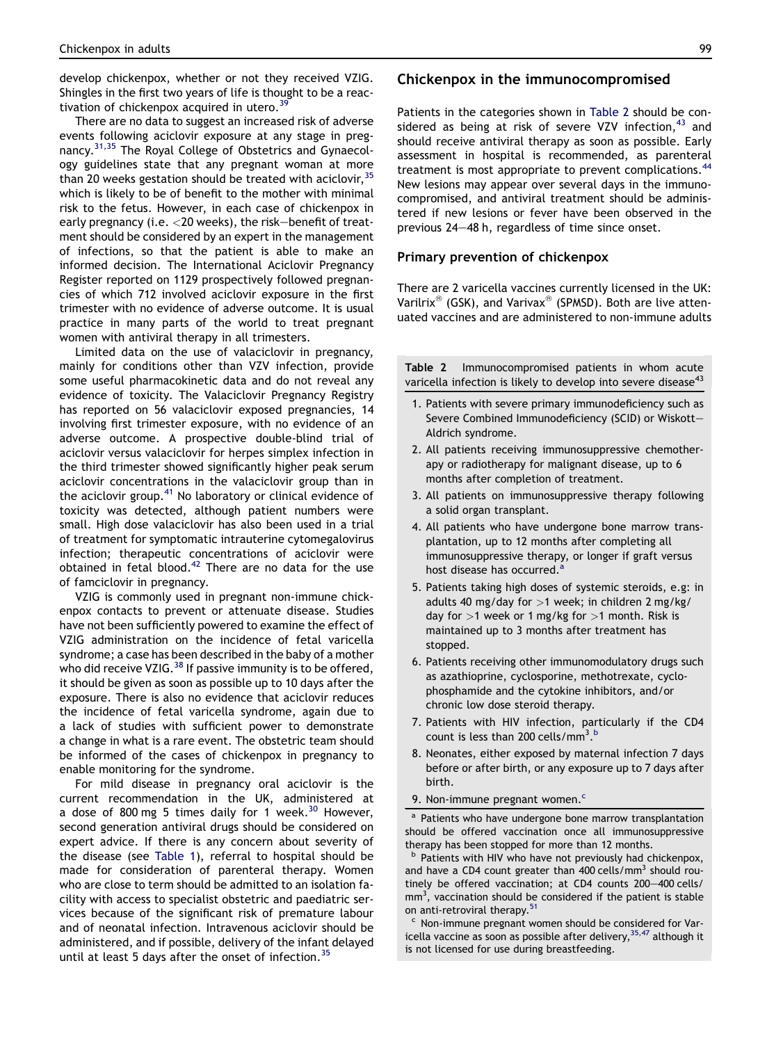develop chickenpox, whether or not they received VZIG. Shingles in the first two years of life is thought to be a reactivation of chickenpox acquired in utero.[39]

There are no data to suggest an increased risk of adverse events following aciclovir exposure at any stage in pregnancy.[31,35] The Royal College of Obstetrics and Gynaecology guidelines state that any pregnant woman at more than 20 weeks gestation should be treated with aciclovir,[35] which is likely to be of benefit to the mother with minimal risk to the fetus. However, in each case of chickenpox in early pregnancy (i.e. <20 weeks), the risk–benefit of treatment should be considered by an expert in the management of infections, so that the patient is able to make an informed decision. The International Aciclovir Pregnancy Register reported on 1129 prospectively followed pregnancies of which 712 involved aciclovir exposure in the first trimester with no evidence of adverse outcome. It is usual practice in many parts of the world to treat pregnant women with antiviral therapy in all trimesters.

Limited data on the use of valaciclovir in pregnancy, mainly for conditions other than VZV infection, provide some useful pharmacokinetic data and do not reveal any evidence of toxicity. The Valaciclovir Pregnancy Registry has reported on 56 valaciclovir exposed pregnancies, 14 involving first trimester exposure, with no evidence of an adverse outcome. A prospective double-blind trial of aciclovir versus valaciclovir for herpes simplex infection in the third trimester showed significantly higher peak serum aciclovir concentrations in the valaciclovir group than in the aciclovir group.[41] No laboratory or clinical evidence of toxicity was detected, although patient numbers were small. High dose valaciclovir has also been used in a trial of treatment for symptomatic intrauterine cytomegalovirus infection; therapeutic concentrations of aciclovir were obtained in fetal blood.[42] There are no data for the use of famciclovir in pregnancy.

VZIG is commonly used in pregnant non-immune chickenpox contacts to prevent or attenuate disease. Studies have not been sufficiently powered to examine the effect of VZIG administration on the incidence of fetal varicella syndrome; a case has been described in the baby of a mother who did receive VZIG.[38] If passive immunity is to be offered, it should be given as soon as possible up to 10 days after the exposure. There is also no evidence that aciclovir reduces the incidence of fetal varicella syndrome, again due to a lack of studies with sufficient power to demonstrate a change in what is a rare event. The obstetric team should be informed of the cases of chickenpox in pregnancy to enable monitoring for the syndrome.

For mild disease in pregnancy oral aciclovir is the current recommendation in the UK, administered at a dose of 800 mg 5 times daily for 1 week.[30] However, second generation antiviral drugs should be considered on expert advice. If there is any concern about severity of the disease (see Table 1), referral to hospital should be made for consideration of parenteral therapy. Women who are close to term should be admitted to an isolation facility with access to specialist obstetric and paediatric services because of the significant risk of premature labour and of neonatal infection. Intravenous aciclovir should be administered, and if possible, delivery of the infant delayed until at least 5 days after the onset of infection.[35]

## Chickenpox in the immunocompromised

Patients in the categories shown in Table 2 should be considered as being at risk of severe VZV infection,[43] and should receive antiviral therapy as soon as possible. Early assessment in hospital is recommended, as parenteral treatment is most appropriate to prevent complications.[44] New lesions may appear over several days in the immunocompromised, and antiviral treatment should be administered if new lesions or fever have been observed in the previous 24–48 h, regardless of time since onset.

### Primary prevention of chickenpox

There are 2 varicella vaccines currently licensed in the UK: Varilrix® (GSK), and Varivax® (SPMSD). Both are live attenuated vaccines and are administered to non-immune adults

**Table 2** Immunocompromised patients in whom acute varicella infection is likely to develop into severe disease[43]

1. Patients with severe primary immunodeficiency such as Severe Combined Immunodeficiency (SCID) or Wiskott–Aldrich syndrome.
2. All patients receiving immunosuppressive chemotherapy or radiotherapy for malignant disease, up to 6 months after completion of treatment.
3. All patients on immunosuppressive therapy following a solid organ transplant.
4. All patients who have undergone bone marrow transplantation, up to 12 months after completing all immunosuppressive therapy, or longer if graft versus host disease has occurred.[a]
5. Patients taking high doses of systemic steroids, e.g: in adults 40 mg/day for >1 week; in children 2 mg/kg/day for >1 week or 1 mg/kg for >1 month. Risk is maintained up to 3 months after treatment has stopped.
6. Patients receiving other immunomodulatory drugs such as azathioprine, cyclosporine, methotrexate, cyclophosphamide and the cytokine inhibitors, and/or chronic low dose steroid therapy.
7. Patients with HIV infection, particularly if the CD4 count is less than 200 cells/mm$^3$.[b]
8. Neonates, either exposed by maternal infection 7 days before or after birth, or any exposure up to 7 days after birth.
9. Non-immune pregnant women.[c]

[a] Patients who have undergone bone marrow transplantation should be offered vaccination once all immunosuppressive therapy has been stopped for more than 12 months.

[b] Patients with HIV who have not previously had chickenpox, and have a CD4 count greater than 400 cells/mm$^3$ should routinely be offered vaccination; at CD4 counts 200–400 cells/mm$^3$, vaccination should be considered if the patient is stable on anti-retroviral therapy.[51]

[c] Non-immune pregnant women should be considered for Varicella vaccine as soon as possible after delivery,[35,47] although it is not licensed for use during breastfeeding.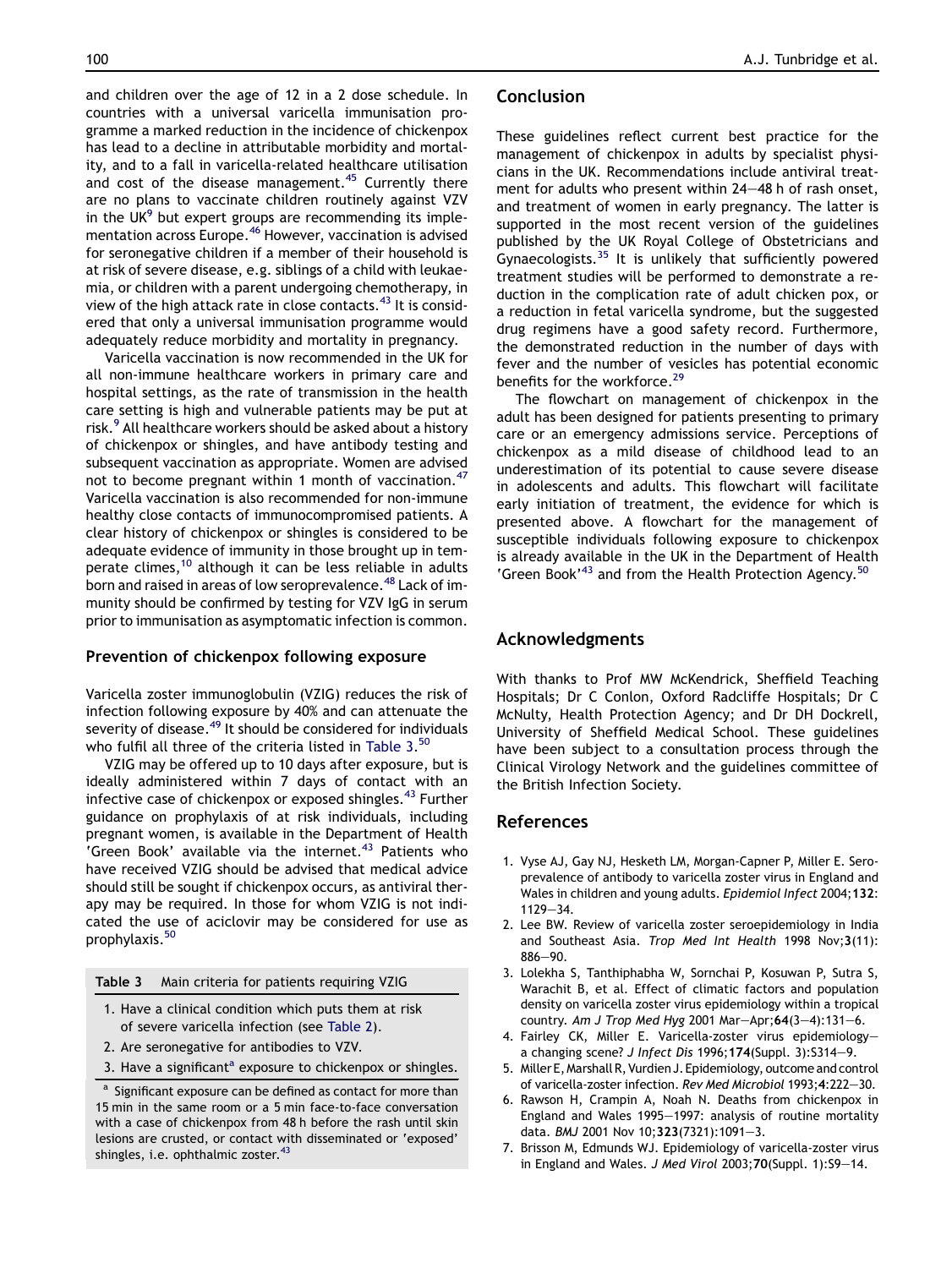and children over the age of 12 in a 2 dose schedule. In countries with a universal varicella immunisation programme a marked reduction in the incidence of chickenpox has lead to a decline in attributable morbidity and mortality, and to a fall in varicella-related healthcare utilisation and cost of the disease management.[45] Currently there are no plans to vaccinate children routinely against VZV in the UK[9] but expert groups are recommending its implementation across Europe.[46] However, vaccination is advised for seronegative children if a member of their household is at risk of severe disease, e.g. siblings of a child with leukaemia, or children with a parent undergoing chemotherapy, in view of the high attack rate in close contacts.[43] It is considered that only a universal immunisation programme would adequately reduce morbidity and mortality in pregnancy.

Varicella vaccination is now recommended in the UK for all non-immune healthcare workers in primary care and hospital settings, as the rate of transmission in the health care setting is high and vulnerable patients may be put at risk.[9] All healthcare workers should be asked about a history of chickenpox or shingles, and have antibody testing and subsequent vaccination as appropriate. Women are advised not to become pregnant within 1 month of vaccination.[47] Varicella vaccination is also recommended for non-immune healthy close contacts of immunocompromised patients. A clear history of chickenpox or shingles is considered to be adequate evidence of immunity in those brought up in temperate climes,[10] although it can be less reliable in adults born and raised in areas of low seroprevalence.[48] Lack of immunity should be confirmed by testing for VZV IgG in serum prior to immunisation as asymptomatic infection is common.

### Prevention of chickenpox following exposure

Varicella zoster immunoglobulin (VZIG) reduces the risk of infection following exposure by 40% and can attenuate the severity of disease.[49] It should be considered for individuals who fulfil all three of the criteria listed in Table 3.[50]

VZIG may be offered up to 10 days after exposure, but is ideally administered within 7 days of contact with an infective case of chickenpox or exposed shingles.[43] Further guidance on prophylaxis of at risk individuals, including pregnant women, is available in the Department of Health 'Green Book' available via the internet.[43] Patients who have received VZIG should be advised that medical advice should still be sought if chickenpox occurs, as antiviral therapy may be required. In those for whom VZIG is not indicated the use of aciclovir may be considered for use as prophylaxis.[50]

**Table 3** Main criteria for patients requiring VZIG

1. Have a clinical condition which puts them at risk of severe varicella infection (see Table 2).
2. Are seronegative for antibodies to VZV.
3. Have a significant[a] exposure to chickenpox or shingles.

[a] Significant exposure can be defined as contact for more than 15 min in the same room or a 5 min face-to-face conversation with a case of chickenpox from 48 h before the rash until skin lesions are crusted, or contact with disseminated or 'exposed' shingles, i.e. ophthalmic zoster.[43]

## Conclusion

These guidelines reflect current best practice for the management of chickenpox in adults by specialist physicians in the UK. Recommendations include antiviral treatment for adults who present within 24–48 h of rash onset, and treatment of women in early pregnancy. The latter is supported in the most recent version of the guidelines published by the UK Royal College of Obstetricians and Gynaecologists.[35] It is unlikely that sufficiently powered treatment studies will be performed to demonstrate a reduction in the complication rate of adult chicken pox, or a reduction in fetal varicella syndrome, but the suggested drug regimens have a good safety record. Furthermore, the demonstrated reduction in the number of days with fever and the number of vesicles has potential economic benefits for the workforce.[29]

The flowchart on management of chickenpox in the adult has been designed for patients presenting to primary care or an emergency admissions service. Perceptions of chickenpox as a mild disease of childhood lead to an underestimation of its potential to cause severe disease in adolescents and adults. This flowchart will facilitate early initiation of treatment, the evidence for which is presented above. A flowchart for the management of susceptible individuals following exposure to chickenpox is already available in the UK in the Department of Health 'Green Book'[43] and from the Health Protection Agency.[50]

## Acknowledgments

With thanks to Prof MW McKendrick, Sheffield Teaching Hospitals; Dr C Conlon, Oxford Radcliffe Hospitals; Dr C McNulty, Health Protection Agency; and Dr DH Dockrell, University of Sheffield Medical School. These guidelines have been subject to a consultation process through the Clinical Virology Network and the guidelines committee of the British Infection Society.

## References

1. Vyse AJ, Gay NJ, Hesketh LM, Morgan-Capner P, Miller E. Seroprevalence of antibody to varicella zoster virus in England and Wales in children and young adults. *Epidemiol Infect* 2004;**132**: 1129–34.
2. Lee BW. Review of varicella zoster seroepidemiology in India and Southeast Asia. *Trop Med Int Health* 1998 Nov;**3**(11): 886–90.
3. Lolekha S, Tanthiphabha W, Sornchai P, Kosuwan P, Sutra S, Warachit B, et al. Effect of climatic factors and population density on varicella zoster virus epidemiology within a tropical country. *Am J Trop Med Hyg* 2001 Mar–Apr;**64**(3–4):131–6.
4. Fairley CK, Miller E. Varicella-zoster virus epidemiology—a changing scene? *J Infect Dis* 1996;**174**(Suppl. 3):S314–9.
5. Miller E, Marshall R, Vurdien J. Epidemiology, outcome and control of varicella-zoster infection. *Rev Med Microbiol* 1993;**4**:222–30.
6. Rawson H, Crampin A, Noah N. Deaths from chickenpox in England and Wales 1995–1997: analysis of routine mortality data. *BMJ* 2001 Nov 10;**323**(7321):1091–3.
7. Brisson M, Edmunds WJ. Epidemiology of varicella-zoster virus in England and Wales. *J Med Virol* 2003;**70**(Suppl. 1):S9–14.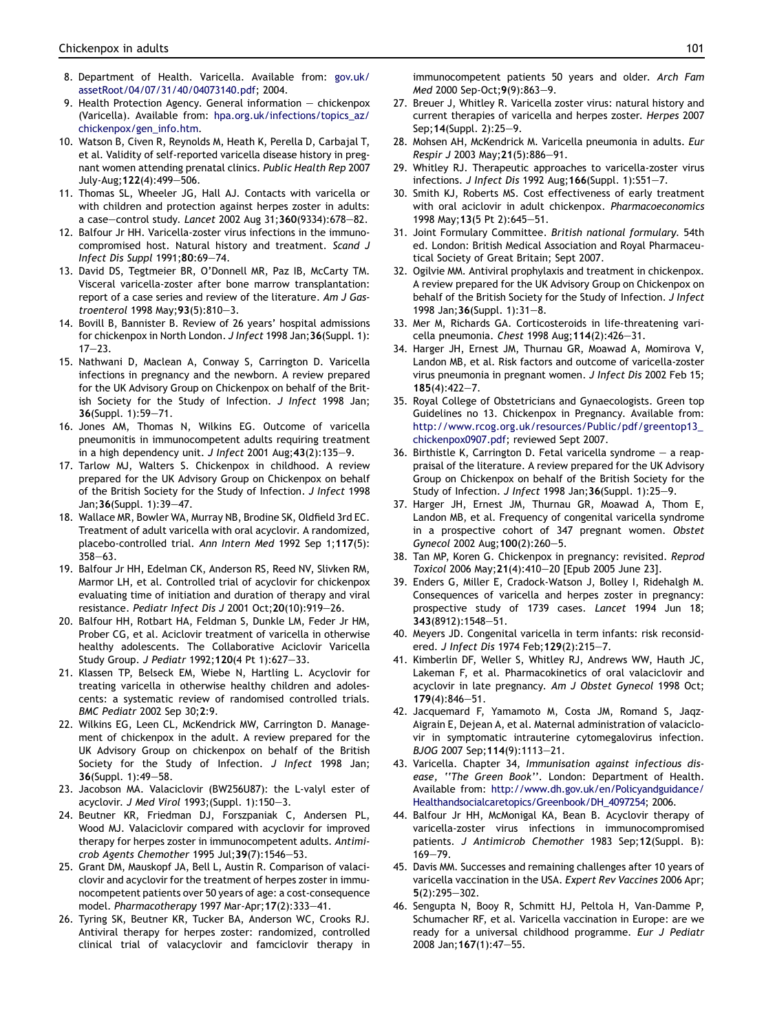8. Department of Health. Varicella. Available from: gov.uk/assetRoot/04/07/31/40/04073140.pdf; 2004.
9. Health Protection Agency. General information — chickenpox (Varicella). Available from: hpa.org.uk/infections/topics_az/chickenpox/gen_info.htm.
10. Watson B, Civen R, Reynolds M, Heath K, Perella D, Carbajal T, et al. Validity of self-reported varicella disease history in pregnant women attending prenatal clinics. *Public Health Rep* 2007 July-Aug;**122**(4):499—506.
11. Thomas SL, Wheeler JG, Hall AJ. Contacts with varicella or with children and protection against herpes zoster in adults: a case—control study. *Lancet* 2002 Aug 31;**360**(9334):678—82.
12. Balfour Jr HH. Varicella-zoster virus infections in the immunocompromised host. Natural history and treatment. *Scand J Infect Dis Suppl* 1991;**80**:69—74.
13. David DS, Tegtmeier BR, O'Donnell MR, Paz IB, McCarty TM. Visceral varicella-zoster after bone marrow transplantation: report of a case series and review of the literature. *Am J Gastroenterol* 1998 May;**93**(5):810—3.
14. Bovill B, Bannister B. Review of 26 years' hospital admissions for chickenpox in North London. *J Infect* 1998 Jan;**36**(Suppl. 1): 17—23.
15. Nathwani D, Maclean A, Conway S, Carrington D. Varicella infections in pregnancy and the newborn. A review prepared for the UK Advisory Group on Chickenpox on behalf of the British Society for the Study of Infection. *J Infect* 1998 Jan; **36**(Suppl. 1):59—71.
16. Jones AM, Thomas N, Wilkins EG. Outcome of varicella pneumonitis in immunocompetent adults requiring treatment in a high dependency unit. *J Infect* 2001 Aug;**43**(2):135—9.
17. Tarlow MJ, Walters S. Chickenpox in childhood. A review prepared for the UK Advisory Group on Chickenpox on behalf of the British Society for the Study of Infection. *J Infect* 1998 Jan;**36**(Suppl. 1):39—47.
18. Wallace MR, Bowler WA, Murray NB, Brodine SK, Oldfield 3rd EC. Treatment of adult varicella with oral acyclovir. A randomized, placebo-controlled trial. *Ann Intern Med* 1992 Sep 1;**117**(5): 358—63.
19. Balfour Jr HH, Edelman CK, Anderson RS, Reed NV, Slivken RM, Marmor LH, et al. Controlled trial of acyclovir for chickenpox evaluating time of initiation and duration of therapy and viral resistance. *Pediatr Infect Dis J* 2001 Oct;**20**(10):919—26.
20. Balfour HH, Rotbart HA, Feldman S, Dunkle LM, Feder Jr HM, Prober CG, et al. Aciclovir treatment of varicella in otherwise healthy adolescents. The Collaborative Aciclovir Varicella Study Group. *J Pediatr* 1992;**120**(4 Pt 1):627—33.
21. Klassen TP, Belseck EM, Wiebe N, Hartling L. Acyclovir for treating varicella in otherwise healthy children and adolescents: a systematic review of randomised controlled trials. *BMC Pediatr* 2002 Sep 30;**2**:9.
22. Wilkins EG, Leen CL, McKendrick MW, Carrington D. Management of chickenpox in the adult. A review prepared for the UK Advisory Group on chickenpox on behalf of the British Society for the Study of Infection. *J Infect* 1998 Jan; **36**(Suppl. 1):49—58.
23. Jacobson MA. Valaciclovir (BW256U87): the L-valyl ester of acyclovir. *J Med Virol* 1993;(Suppl. 1):150—3.
24. Beutner KR, Friedman DJ, Forszpaniak C, Andersen PL, Wood MJ. Valaciclovir compared with acyclovir for improved therapy for herpes zoster in immunocompetent adults. *Antimicrob Agents Chemother* 1995 Jul;**39**(7):1546—53.
25. Grant DM, Mauskopf JA, Bell L, Austin R. Comparison of valaciclovir and acyclovir for the treatment of herpes zoster in immunocompetent patients over 50 years of age: a cost-consequence model. *Pharmacotherapy* 1997 Mar-Apr;**17**(2):333—41.
26. Tyring SK, Beutner KR, Tucker BA, Anderson WC, Crooks RJ. Antiviral therapy for herpes zoster: randomized, controlled clinical trial of valacyclovir and famciclovir therapy in immunocompetent patients 50 years and older. *Arch Fam Med* 2000 Sep-Oct;**9**(9):863—9.
27. Breuer J, Whitley R. Varicella zoster virus: natural history and current therapies of varicella and herpes zoster. *Herpes* 2007 Sep;**14**(Suppl. 2):25—9.
28. Mohsen AH, McKendrick M. Varicella pneumonia in adults. *Eur Respir J* 2003 May;**21**(5):886—91.
29. Whitley RJ. Therapeutic approaches to varicella-zoster virus infections. *J Infect Dis* 1992 Aug;**166**(Suppl. 1):S51—7.
30. Smith KJ, Roberts MS. Cost effectiveness of early treatment with oral aciclovir in adult chickenpox. *Pharmacoeconomics* 1998 May;**13**(5 Pt 2):645—51.
31. Joint Formulary Committee. *British national formulary*. 54th ed. London: British Medical Association and Royal Pharmaceutical Society of Great Britain; Sept 2007.
32. Ogilvie MM. Antiviral prophylaxis and treatment in chickenpox. A review prepared for the UK Advisory Group on Chickenpox on behalf of the British Society for the Study of Infection. *J Infect* 1998 Jan;**36**(Suppl. 1):31—8.
33. Mer M, Richards GA. Corticosteroids in life-threatening varicella pneumonia. *Chest* 1998 Aug;**114**(2):426—31.
34. Harger JH, Ernest JM, Thurnau GR, Moawad A, Momirova V, Landon MB, et al. Risk factors and outcome of varicella-zoster virus pneumonia in pregnant women. *J Infect Dis* 2002 Feb 15; **185**(4):422—7.
35. Royal College of Obstetricians and Gynaecologists. Green top Guidelines no 13. Chickenpox in Pregnancy. Available from: http://www.rcog.org.uk/resources/Public/pdf/greentop13_chickenpox0907.pdf; reviewed Sept 2007.
36. Birthistle K, Carrington D. Fetal varicella syndrome — a reappraisal of the literature. A review prepared for the UK Advisory Group on Chickenpox on behalf of the British Society for the Study of Infection. *J Infect* 1998 Jan;**36**(Suppl. 1):25—9.
37. Harger JH, Ernest JM, Thurnau GR, Moawad A, Thom E, Landon MB, et al. Frequency of congenital varicella syndrome in a prospective cohort of 347 pregnant women. *Obstet Gynecol* 2002 Aug;**100**(2):260—5.
38. Tan MP, Koren G. Chickenpox in pregnancy: revisited. *Reprod Toxicol* 2006 May;**21**(4):410—20 [Epub 2005 June 23].
39. Enders G, Miller E, Cradock-Watson J, Bolley I, Ridehalgh M. Consequences of varicella and herpes zoster in pregnancy: prospective study of 1739 cases. *Lancet* 1994 Jun 18; **343**(8912):1548—51.
40. Meyers JD. Congenital varicella in term infants: risk reconsidered. *J Infect Dis* 1974 Feb;**129**(2):215—7.
41. Kimberlin DF, Weller S, Whitley RJ, Andrews WW, Hauth JC, Lakeman F, et al. Pharmacokinetics of oral valaciclovir and acyclovir in late pregnancy. *Am J Obstet Gynecol* 1998 Oct; **179**(4):846—51.
42. Jacquemard F, Yamamoto M, Costa JM, Romand S, Jaqz-Aigrain E, Dejean A, et al. Maternal administration of valaciclovir in symptomatic intrauterine cytomegalovirus infection. *BJOG* 2007 Sep;**114**(9):1113—21.
43. Varicella. Chapter 34, *Immunisation against infectious disease, ''The Green Book''*. London: Department of Health. Available from: http://www.dh.gov.uk/en/Policyandguidance/Healthandsocialcaretopics/Greenbook/DH_4097254; 2006.
44. Balfour Jr HH, McMonigal KA, Bean B. Acyclovir therapy of varicella-zoster virus infections in immunocompromised patients. *J Antimicrob Chemother* 1983 Sep;**12**(Suppl. B): 169—79.
45. Davis MM. Successes and remaining challenges after 10 years of varicella vaccination in the USA. *Expert Rev Vaccines* 2006 Apr; **5**(2):295—302.
46. Sengupta N, Booy R, Schmitt HJ, Peltola H, Van-Damme P, Schumacher RF, et al. Varicella vaccination in Europe: are we ready for a universal childhood programme. *Eur J Pediatr* 2008 Jan;**167**(1):47—55.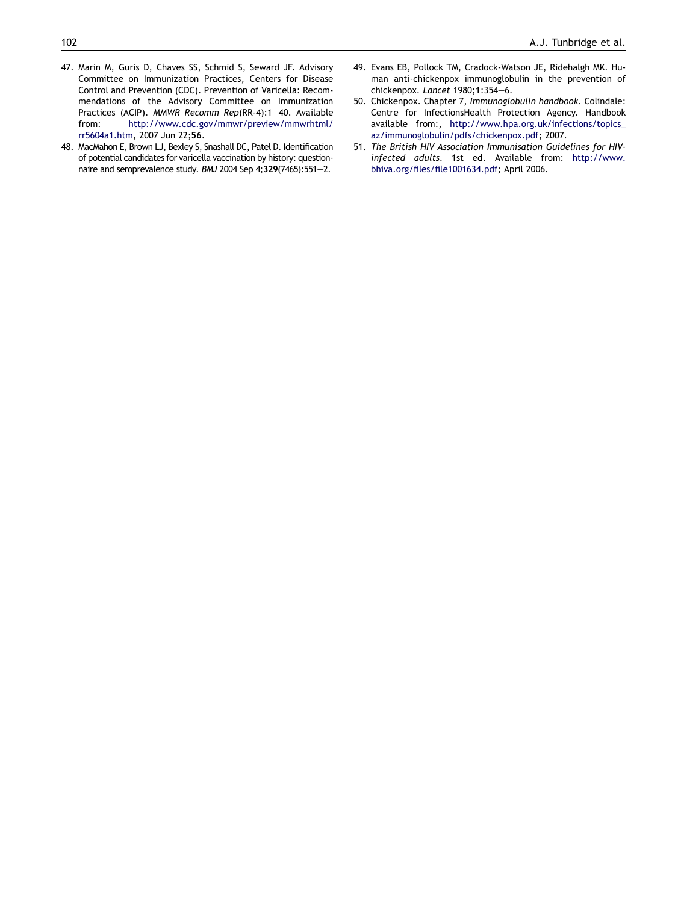47. Marin M, Guris D, Chaves SS, Schmid S, Seward JF. Advisory Committee on Immunization Practices, Centers for Disease Control and Prevention (CDC). Prevention of Varicella: Recommendations of the Advisory Committee on Immunization Practices (ACIP). *MMWR Recomm Rep*(RR-4):1–40. Available from: http://www.cdc.gov/mmwr/preview/mmwrhtml/rr5604a1.htm, 2007 Jun 22;**56**.
48. MacMahon E, Brown LJ, Bexley S, Snashall DC, Patel D. Identification of potential candidates for varicella vaccination by history: questionnaire and seroprevalence study. *BMJ* 2004 Sep 4;**329**(7465):551–2.
49. Evans EB, Pollock TM, Cradock-Watson JE, Ridehalgh MK. Human anti-chickenpox immunoglobulin in the prevention of chickenpox. *Lancet* 1980;**1**:354–6.
50. Chickenpox. Chapter 7, *Immunoglobulin handbook*. Colindale: Centre for InfectionsHealth Protection Agency. Handbook available from:, http://www.hpa.org.uk/infections/topics_az/immunoglobulin/pdfs/chickenpox.pdf; 2007.
51. *The British HIV Association Immunisation Guidelines for HIV-infected adults*. 1st ed. Available from: http://www.bhiva.org/files/file1001634.pdf; April 2006.